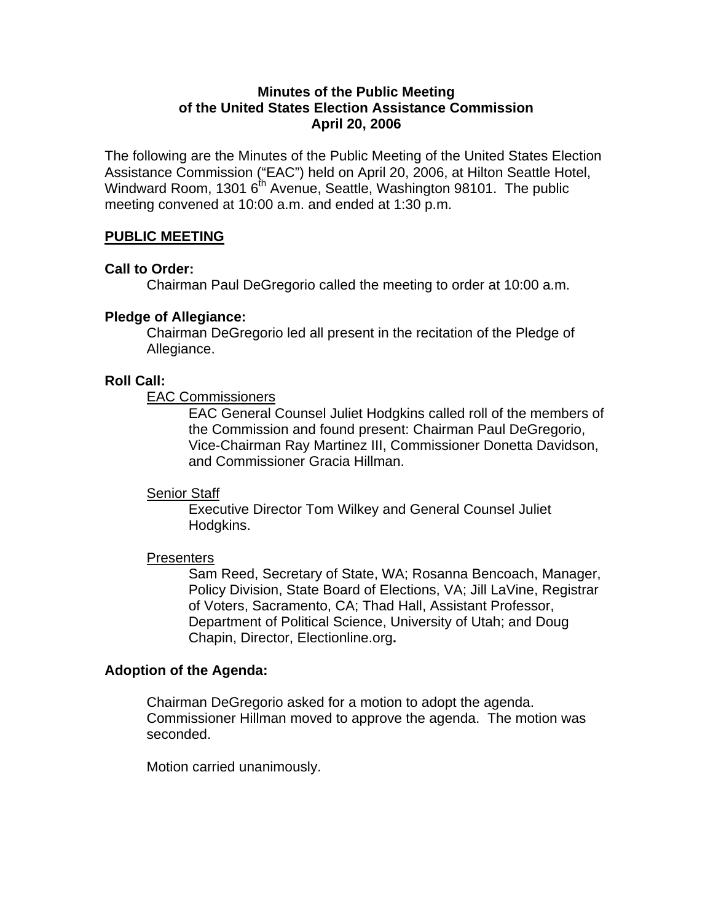# Minutes of the Public Meeting of the United States Election Assistance Commission April 20, 2006

The following are the Minutes of the Public Meeting of the United States Election Assistance Commission ("EAC") held on April 20, 2006, at Hilton Seattle Hotel, Windward Room, 1301 6th Avenue, Seattle, Washington 98101. The public meeting convened at 10:00 a.m. and ended at 1:30 p.m.

## PUBLIC MEETING

### Call to Order:

Chairman Paul DeGregorio called the meeting to order at 10:00 a.m.

### Pledge of Allegiance:

Chairman DeGregorio led all present in the recitation of the Pledge of Allegiance.

### Roll Call:

EAC Commissioners

EAC General Counsel Juliet Hodgkins called roll of the members of the Commission and found present: Chairman Paul DeGregorio, Vice-Chairman Ray Martinez III, Commissioner Donetta Davidson, and Commissioner Gracia Hillman.

Senior Staff

Executive Director Tom Wilkey and General Counsel Juliet Hodgkins.

Presenters

Sam Reed, Secretary of State, WA; Rosanna Bencoach, Manager, Policy Division, State Board of Elections, VA; Jill LaVine, Registrar of Voters, Sacramento, CA; Thad Hall, Assistant Professor, Department of Political Science, University of Utah; and Doug Chapin, Director, Electionline.org**.**

### Adoption of the Agenda:

Chairman DeGregorio asked for a motion to adopt the agenda. Commissioner Hillman moved to approve the agenda. The motion was seconded.

Motion carried unanimously.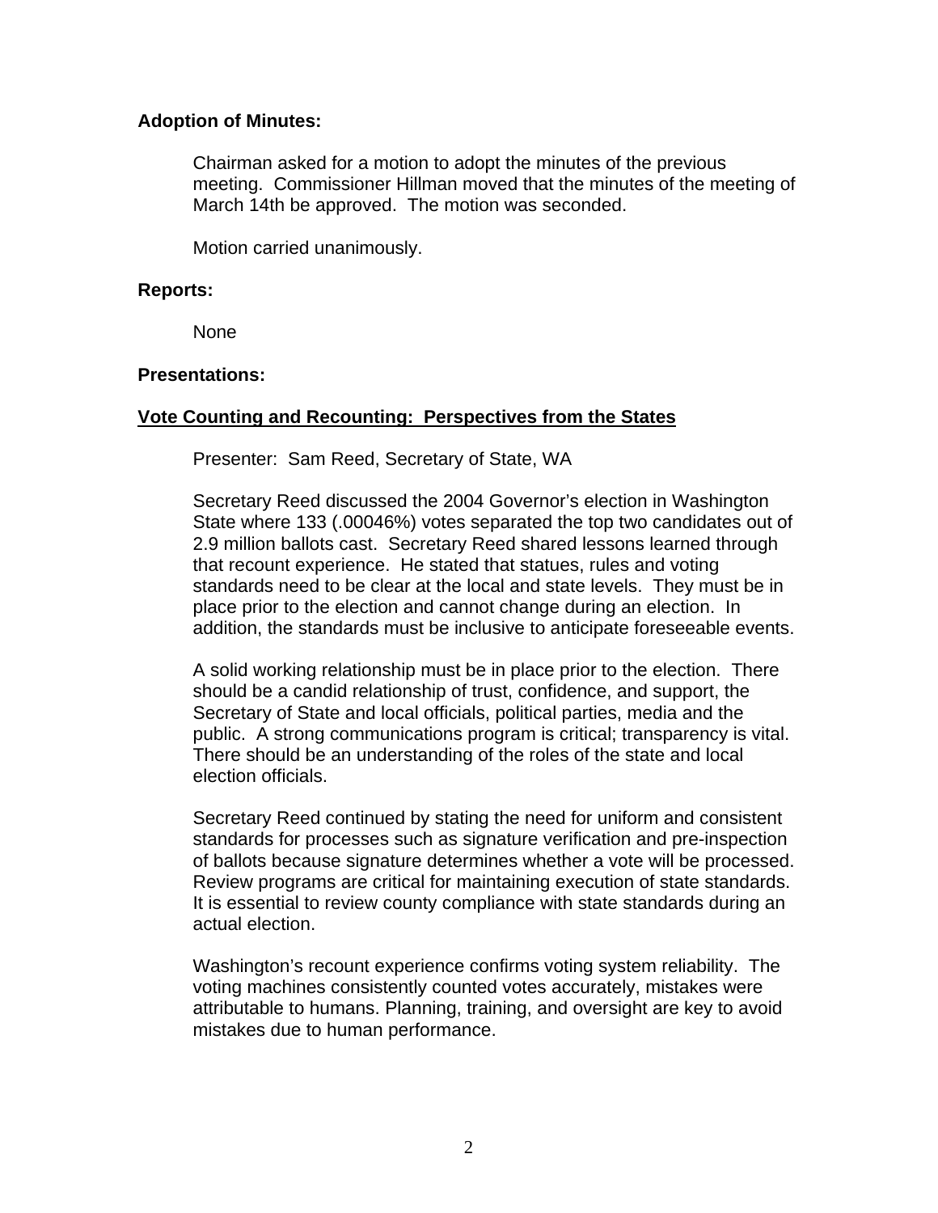**Adoption of Minutes:**

Chairman asked for a motion to adopt the minutes of the previous meeting. Commissioner Hillman moved that the minutes of the meeting of March 14th be approved. The motion was seconded.

Motion carried unanimously.

**Reports:**

None

**Presentations:**

**<u>Vote Counting and Recounting: Perspectives from the States</u>**

Presenter: Sam Reed, Secretary of State, WA

Secretary Reed discussed the 2004 Governor's election in Washington State where 133 (.00046%) votes separated the top two candidates out of 2.9 million ballots cast. Secretary Reed shared lessons learned through that recount experience. He stated that statues, rules and voting standards need to be clear at the local and state levels. They must be in place prior to the election and cannot change during an election. In addition, the standards must be inclusive to anticipate foreseeable events.

A solid working relationship must be in place prior to the election. There should be a candid relationship of trust, confidence, and support, the Secretary of State and local officials, political parties, media and the public. A strong communications program is critical; transparency is vital. There should be an understanding of the roles of the state and local election officials.

Secretary Reed continued by stating the need for uniform and consistent standards for processes such as signature verification and pre-inspection of ballots because signature determines whether a vote will be processed. Review programs are critical for maintaining execution of state standards. It is essential to review county compliance with state standards during an actual election.

Washington's recount experience confirms voting system reliability. The voting machines consistently counted votes accurately, mistakes were attributable to humans. Planning, training, and oversight are key to avoid mistakes due to human performance.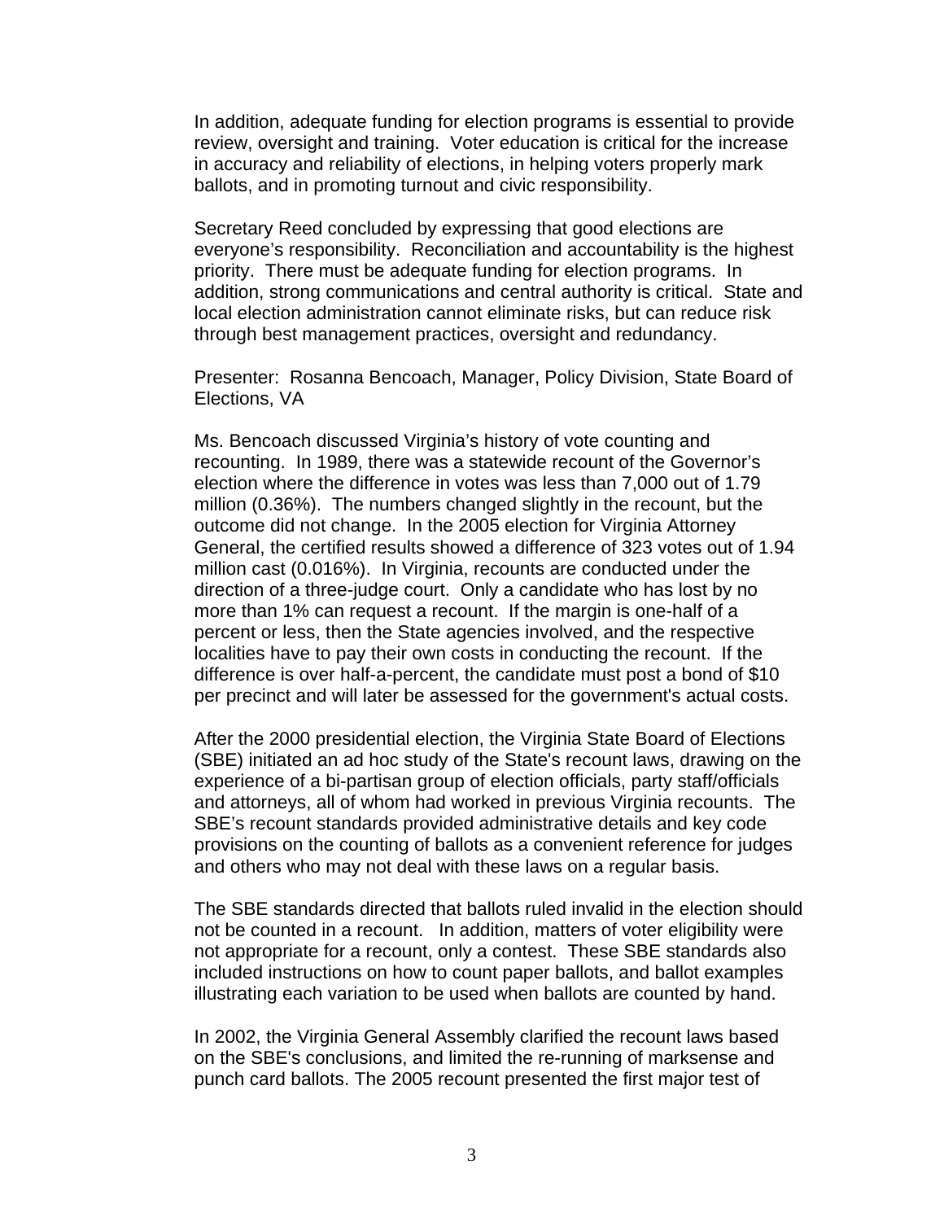In addition, adequate funding for election programs is essential to provide review, oversight and training. Voter education is critical for the increase in accuracy and reliability of elections, in helping voters properly mark ballots, and in promoting turnout and civic responsibility.

Secretary Reed concluded by expressing that good elections are everyone's responsibility. Reconciliation and accountability is the highest priority. There must be adequate funding for election programs. In addition, strong communications and central authority is critical. State and local election administration cannot eliminate risks, but can reduce risk through best management practices, oversight and redundancy.

Presenter: Rosanna Bencoach, Manager, Policy Division, State Board of Elections, VA

Ms. Bencoach discussed Virginia's history of vote counting and recounting. In 1989, there was a statewide recount of the Governor's election where the difference in votes was less than 7,000 out of 1.79 million (0.36%). The numbers changed slightly in the recount, but the outcome did not change. In the 2005 election for Virginia Attorney General, the certified results showed a difference of 323 votes out of 1.94 million cast (0.016%). In Virginia, recounts are conducted under the direction of a three-judge court. Only a candidate who has lost by no more than 1% can request a recount. If the margin is one-half of a percent or less, then the State agencies involved, and the respective localities have to pay their own costs in conducting the recount. If the difference is over half-a-percent, the candidate must post a bond of $10 per precinct and will later be assessed for the government's actual costs.

After the 2000 presidential election, the Virginia State Board of Elections (SBE) initiated an ad hoc study of the State's recount laws, drawing on the experience of a bi-partisan group of election officials, party staff/officials and attorneys, all of whom had worked in previous Virginia recounts. The SBE's recount standards provided administrative details and key code provisions on the counting of ballots as a convenient reference for judges and others who may not deal with these laws on a regular basis.

The SBE standards directed that ballots ruled invalid in the election should not be counted in a recount. In addition, matters of voter eligibility were not appropriate for a recount, only a contest. These SBE standards also included instructions on how to count paper ballots, and ballot examples illustrating each variation to be used when ballots are counted by hand.

In 2002, the Virginia General Assembly clarified the recount laws based on the SBE's conclusions, and limited the re-running of marksense and punch card ballots. The 2005 recount presented the first major test of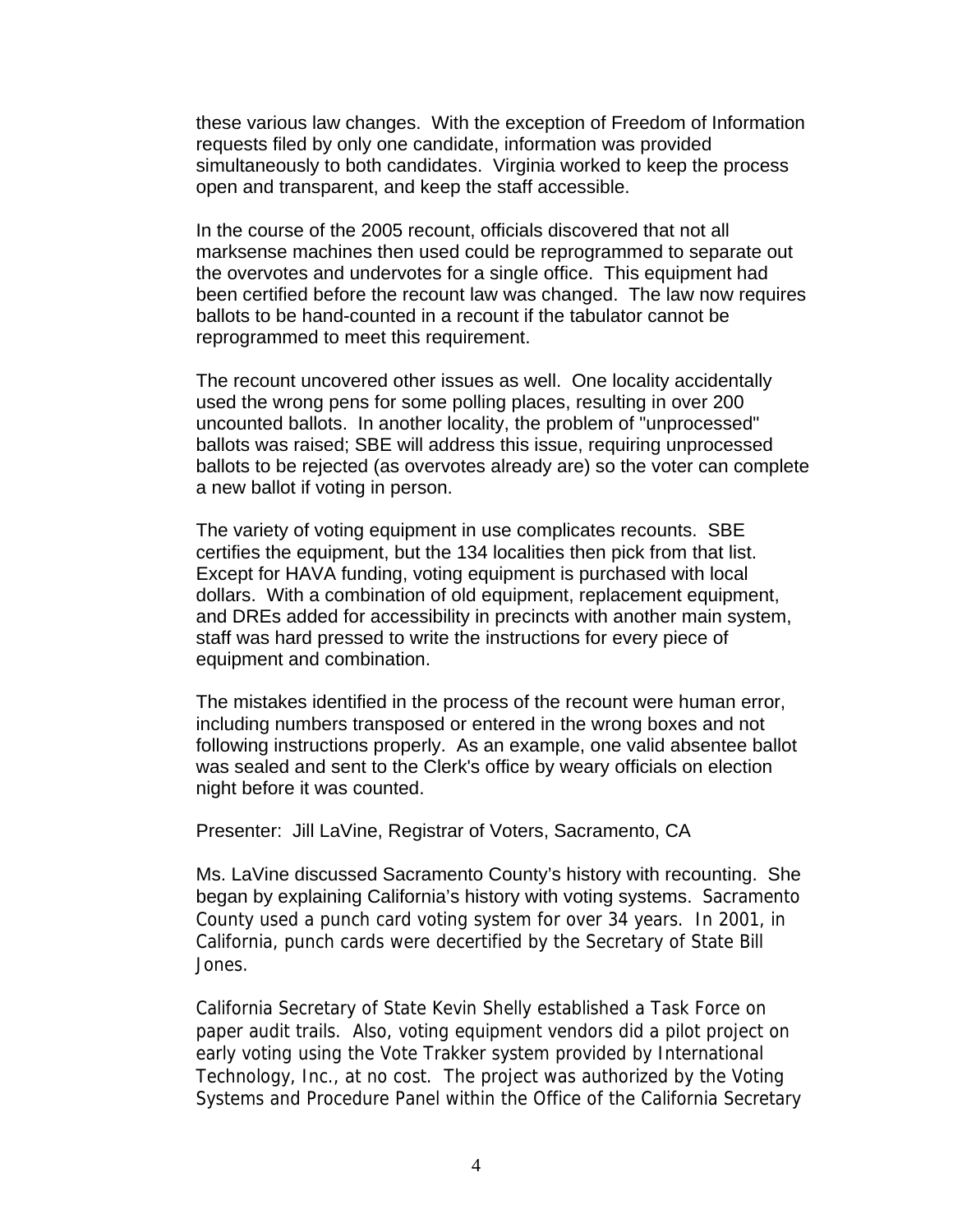these various law changes. With the exception of Freedom of Information requests filed by only one candidate, information was provided simultaneously to both candidates. Virginia worked to keep the process open and transparent, and keep the staff accessible.

In the course of the 2005 recount, officials discovered that not all marksense machines then used could be reprogrammed to separate out the overvotes and undervotes for a single office. This equipment had been certified before the recount law was changed. The law now requires ballots to be hand-counted in a recount if the tabulator cannot be reprogrammed to meet this requirement.

The recount uncovered other issues as well. One locality accidentally used the wrong pens for some polling places, resulting in over 200 uncounted ballots. In another locality, the problem of "unprocessed" ballots was raised; SBE will address this issue, requiring unprocessed ballots to be rejected (as overvotes already are) so the voter can complete a new ballot if voting in person.

The variety of voting equipment in use complicates recounts. SBE certifies the equipment, but the 134 localities then pick from that list. Except for HAVA funding, voting equipment is purchased with local dollars. With a combination of old equipment, replacement equipment, and DREs added for accessibility in precincts with another main system, staff was hard pressed to write the instructions for every piece of equipment and combination.

The mistakes identified in the process of the recount were human error, including numbers transposed or entered in the wrong boxes and not following instructions properly. As an example, one valid absentee ballot was sealed and sent to the Clerk's office by weary officials on election night before it was counted.

Presenter: Jill LaVine, Registrar of Voters, Sacramento, CA

Ms. LaVine discussed Sacramento County's history with recounting. She began by explaining California's history with voting systems. Sacramento County used a punch card voting system for over 34 years. In 2001, in California, punch cards were decertified by the Secretary of State Bill Jones.

California Secretary of State Kevin Shelly established a Task Force on paper audit trails. Also, voting equipment vendors did a pilot project on early voting using the Vote Trakker system provided by International Technology, Inc., at no cost. The project was authorized by the Voting Systems and Procedure Panel within the Office of the California Secretary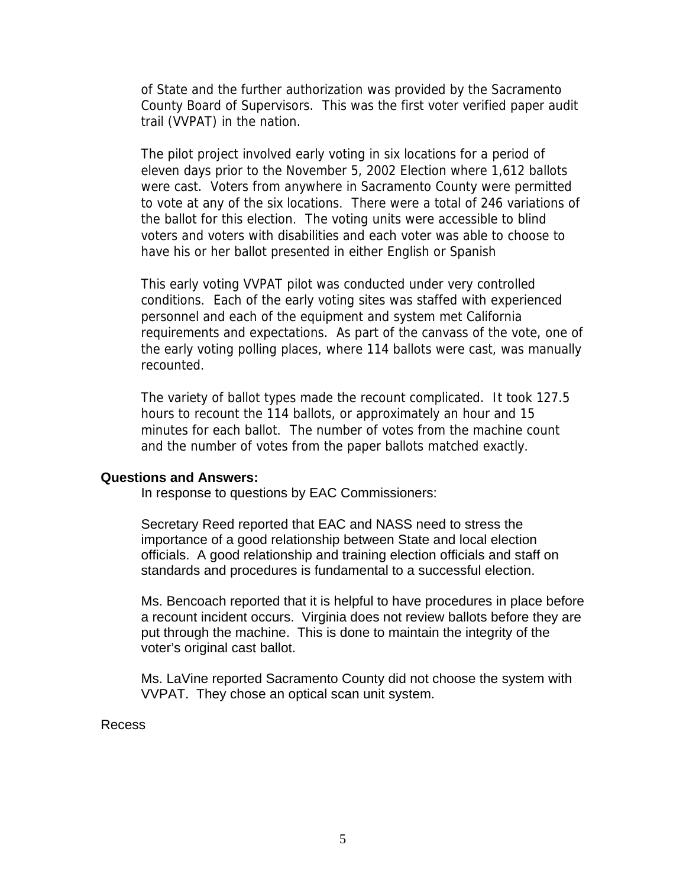of State and the further authorization was provided by the Sacramento County Board of Supervisors. This was the first voter verified paper audit trail (VVPAT) in the nation.

The pilot project involved early voting in six locations for a period of eleven days prior to the November 5, 2002 Election where 1,612 ballots were cast. Voters from anywhere in Sacramento County were permitted to vote at any of the six locations. There were a total of 246 variations of the ballot for this election. The voting units were accessible to blind voters and voters with disabilities and each voter was able to choose to have his or her ballot presented in either English or Spanish

This early voting VVPAT pilot was conducted under very controlled conditions. Each of the early voting sites was staffed with experienced personnel and each of the equipment and system met California requirements and expectations. As part of the canvass of the vote, one of the early voting polling places, where 114 ballots were cast, was manually recounted.

The variety of ballot types made the recount complicated. It took 127.5 hours to recount the 114 ballots, or approximately an hour and 15 minutes for each ballot. The number of votes from the machine count and the number of votes from the paper ballots matched exactly.

**Questions and Answers:**

In response to questions by EAC Commissioners:

Secretary Reed reported that EAC and NASS need to stress the importance of a good relationship between State and local election officials. A good relationship and training election officials and staff on standards and procedures is fundamental to a successful election.

Ms. Bencoach reported that it is helpful to have procedures in place before a recount incident occurs. Virginia does not review ballots before they are put through the machine. This is done to maintain the integrity of the voter's original cast ballot.

Ms. LaVine reported Sacramento County did not choose the system with VVPAT. They chose an optical scan unit system.

Recess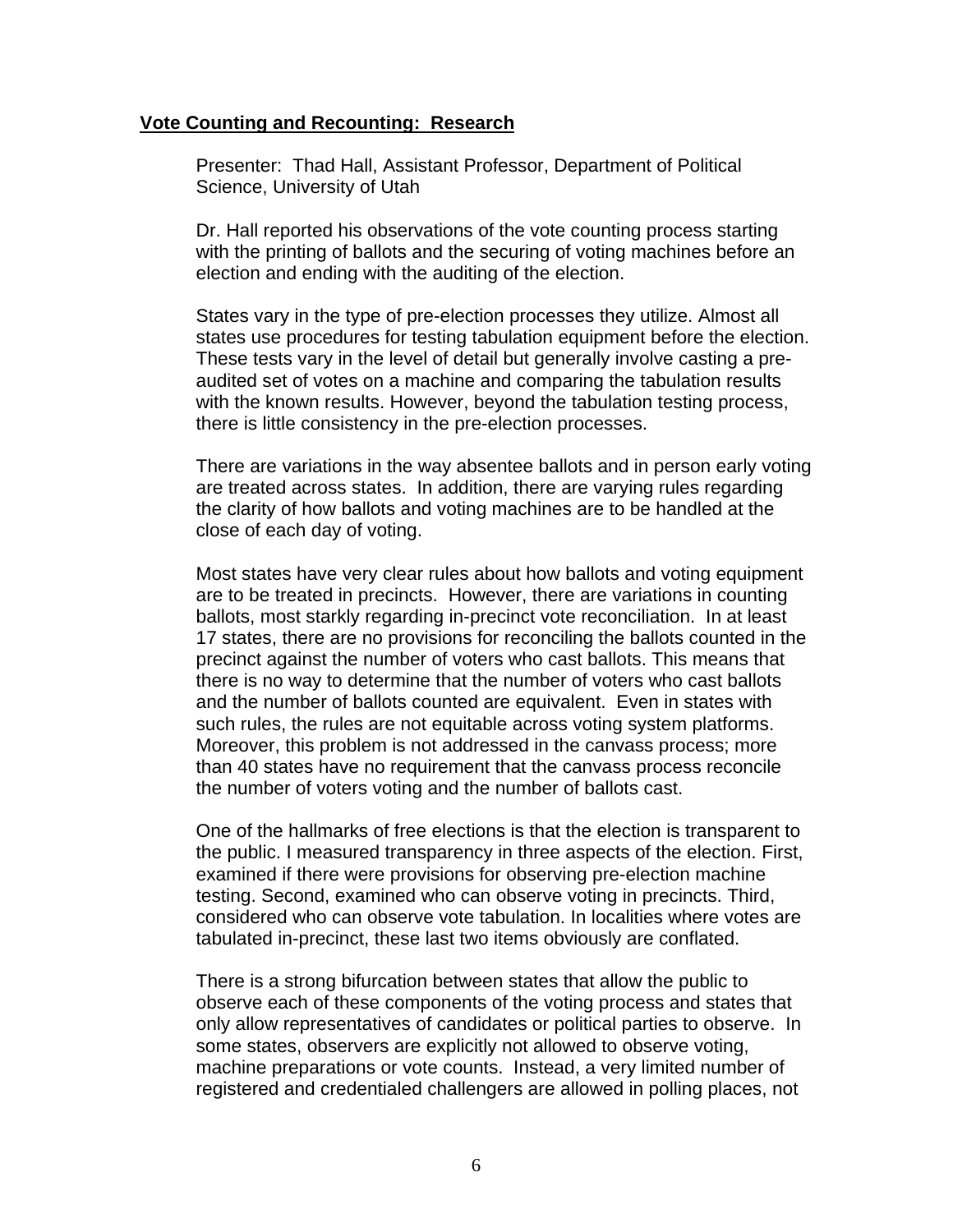**Vote Counting and Recounting: Research**

Presenter: Thad Hall, Assistant Professor, Department of Political Science, University of Utah

Dr. Hall reported his observations of the vote counting process starting with the printing of ballots and the securing of voting machines before an election and ending with the auditing of the election.

States vary in the type of pre-election processes they utilize. Almost all states use procedures for testing tabulation equipment before the election. These tests vary in the level of detail but generally involve casting a pre-audited set of votes on a machine and comparing the tabulation results with the known results. However, beyond the tabulation testing process, there is little consistency in the pre-election processes.

There are variations in the way absentee ballots and in person early voting are treated across states. In addition, there are varying rules regarding the clarity of how ballots and voting machines are to be handled at the close of each day of voting.

Most states have very clear rules about how ballots and voting equipment are to be treated in precincts. However, there are variations in counting ballots, most starkly regarding in-precinct vote reconciliation. In at least 17 states, there are no provisions for reconciling the ballots counted in the precinct against the number of voters who cast ballots. This means that there is no way to determine that the number of voters who cast ballots and the number of ballots counted are equivalent. Even in states with such rules, the rules are not equitable across voting system platforms. Moreover, this problem is not addressed in the canvass process; more than 40 states have no requirement that the canvass process reconcile the number of voters voting and the number of ballots cast.

One of the hallmarks of free elections is that the election is transparent to the public. I measured transparency in three aspects of the election. First, examined if there were provisions for observing pre-election machine testing. Second, examined who can observe voting in precincts. Third, considered who can observe vote tabulation. In localities where votes are tabulated in-precinct, these last two items obviously are conflated.

There is a strong bifurcation between states that allow the public to observe each of these components of the voting process and states that only allow representatives of candidates or political parties to observe. In some states, observers are explicitly not allowed to observe voting, machine preparations or vote counts. Instead, a very limited number of registered and credentialed challengers are allowed in polling places, not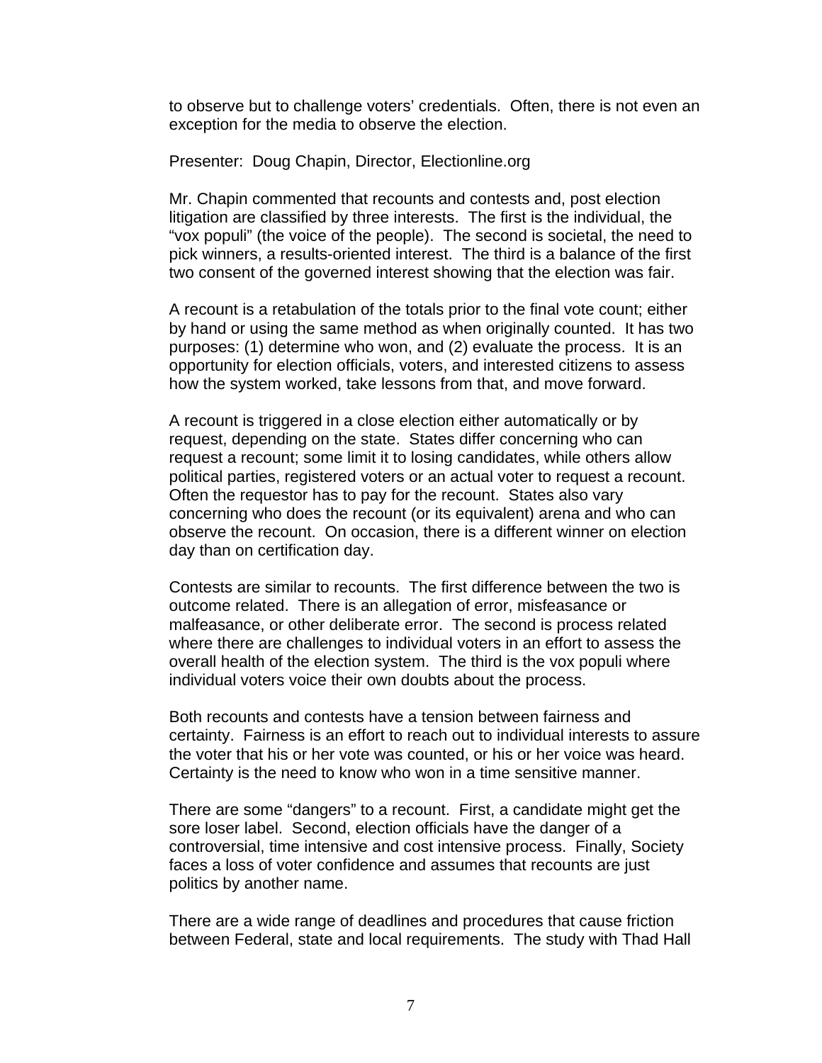to observe but to challenge voters' credentials. Often, there is not even an exception for the media to observe the election.

Presenter: Doug Chapin, Director, Electionline.org

Mr. Chapin commented that recounts and contests and, post election litigation are classified by three interests. The first is the individual, the "vox populi" (the voice of the people). The second is societal, the need to pick winners, a results-oriented interest. The third is a balance of the first two consent of the governed interest showing that the election was fair.

A recount is a retabulation of the totals prior to the final vote count; either by hand or using the same method as when originally counted. It has two purposes: (1) determine who won, and (2) evaluate the process. It is an opportunity for election officials, voters, and interested citizens to assess how the system worked, take lessons from that, and move forward.

A recount is triggered in a close election either automatically or by request, depending on the state. States differ concerning who can request a recount; some limit it to losing candidates, while others allow political parties, registered voters or an actual voter to request a recount. Often the requestor has to pay for the recount. States also vary concerning who does the recount (or its equivalent) arena and who can observe the recount. On occasion, there is a different winner on election day than on certification day.

Contests are similar to recounts. The first difference between the two is outcome related. There is an allegation of error, misfeasance or malfeasance, or other deliberate error. The second is process related where there are challenges to individual voters in an effort to assess the overall health of the election system. The third is the vox populi where individual voters voice their own doubts about the process.

Both recounts and contests have a tension between fairness and certainty. Fairness is an effort to reach out to individual interests to assure the voter that his or her vote was counted, or his or her voice was heard. Certainty is the need to know who won in a time sensitive manner.

There are some "dangers" to a recount. First, a candidate might get the sore loser label. Second, election officials have the danger of a controversial, time intensive and cost intensive process. Finally, Society faces a loss of voter confidence and assumes that recounts are just politics by another name.

There are a wide range of deadlines and procedures that cause friction between Federal, state and local requirements. The study with Thad Hall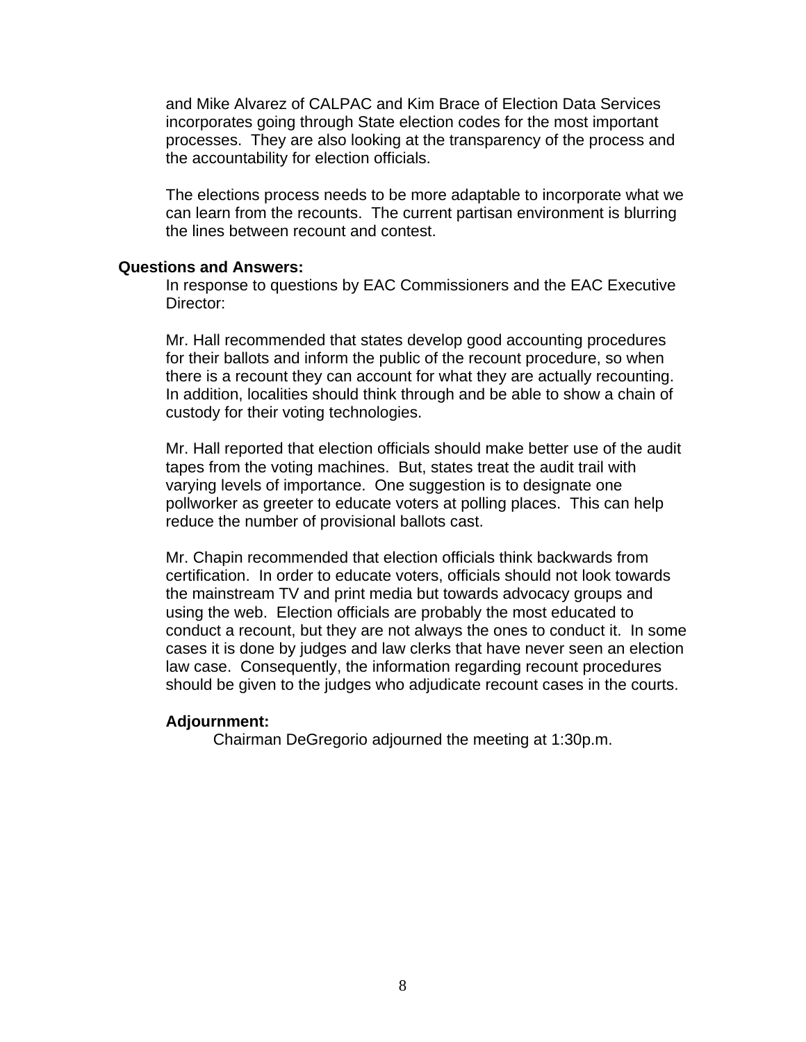and Mike Alvarez of CALPAC and Kim Brace of Election Data Services incorporates going through State election codes for the most important processes. They are also looking at the transparency of the process and the accountability for election officials.

The elections process needs to be more adaptable to incorporate what we can learn from the recounts. The current partisan environment is blurring the lines between recount and contest.

**Questions and Answers:**

In response to questions by EAC Commissioners and the EAC Executive Director:

Mr. Hall recommended that states develop good accounting procedures for their ballots and inform the public of the recount procedure, so when there is a recount they can account for what they are actually recounting. In addition, localities should think through and be able to show a chain of custody for their voting technologies.

Mr. Hall reported that election officials should make better use of the audit tapes from the voting machines. But, states treat the audit trail with varying levels of importance. One suggestion is to designate one pollworker as greeter to educate voters at polling places. This can help reduce the number of provisional ballots cast.

Mr. Chapin recommended that election officials think backwards from certification. In order to educate voters, officials should not look towards the mainstream TV and print media but towards advocacy groups and using the web. Election officials are probably the most educated to conduct a recount, but they are not always the ones to conduct it. In some cases it is done by judges and law clerks that have never seen an election law case. Consequently, the information regarding recount procedures should be given to the judges who adjudicate recount cases in the courts.

**Adjournment:**

Chairman DeGregorio adjourned the meeting at 1:30p.m.